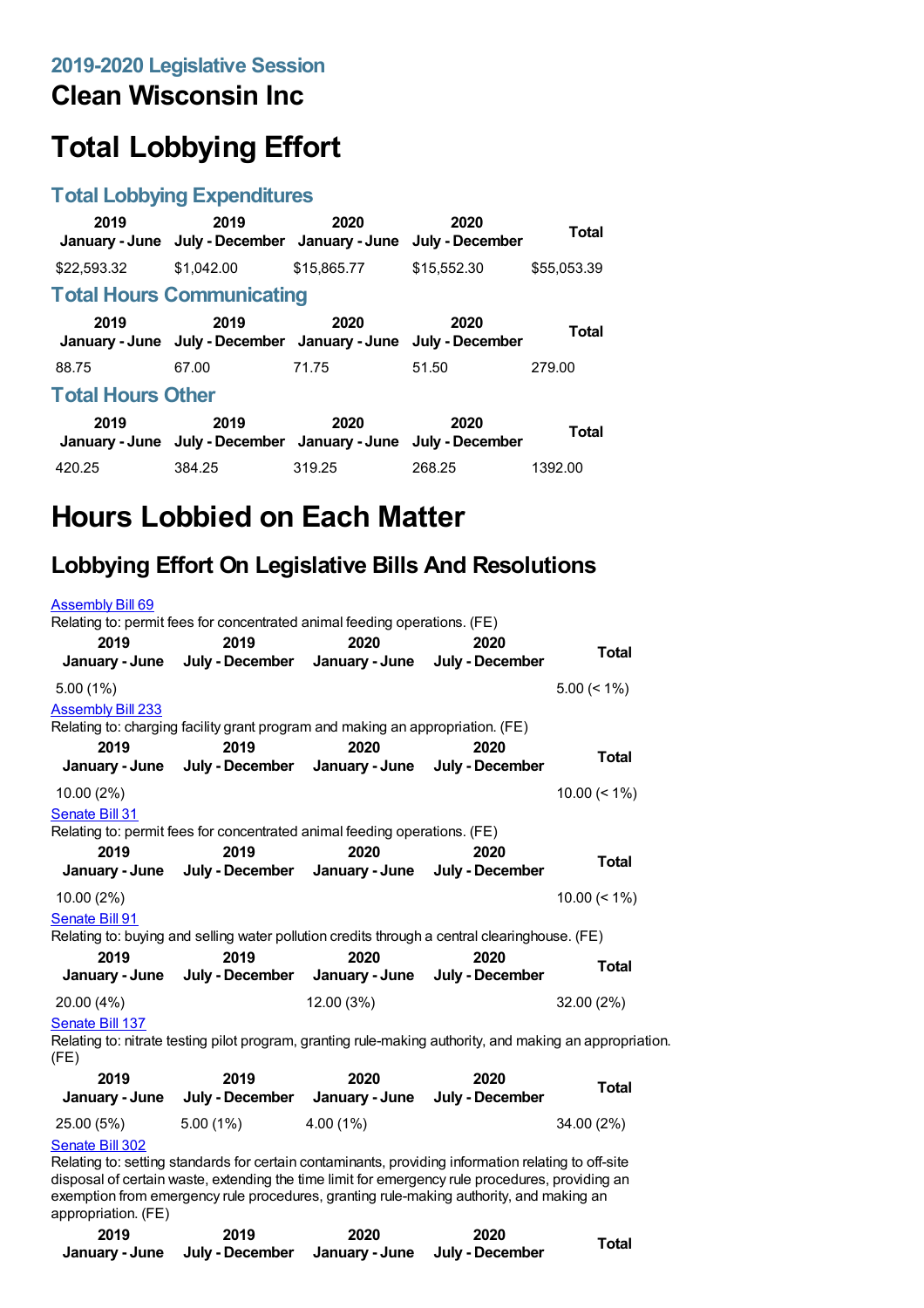### 2019-2020 Legislative Session

# Clean Wisconsin Inc

# Total Lobbying Effort

### Total Lobbying Expenditures

| 2019 January - June | 2019 July - December | 2020 January - June | 2020 July - December | Total |
|---|---|---|---|---|
| $22,593.32 | $1,042.00 | $15,865.77 | $15,552.30 | $55,053.39 |

### Total Hours Communicating

| 2019 January - June | 2019 July - December | 2020 January - June | 2020 July - December | Total |
|---|---|---|---|---|
| 88.75 | 67.00 | 71.75 | 51.50 | 279.00 |

### Total Hours Other

| 2019 January - June | 2019 July - December | 2020 January - June | 2020 July - December | Total |
|---|---|---|---|---|
| 420.25 | 384.25 | 319.25 | 268.25 | 1392.00 |

# Hours Lobbied on Each Matter

## Lobbying Effort On Legislative Bills And Resolutions

Assembly Bill 69

Relating to: permit fees for concentrated animal feeding operations. (FE)

| 2019 January - June | 2019 July - December | 2020 January - June | 2020 July - December | Total |
|---|---|---|---|---|
| 5.00 (1%) | | | | 5.00 (< 1%) |

Assembly Bill 233

Relating to: charging facility grant program and making an appropriation. (FE)

| 2019 January - June | 2019 July - December | 2020 January - June | 2020 July - December | Total |
|---|---|---|---|---|
| 10.00 (2%) | | | | 10.00 (< 1%) |

Senate Bill 31

Relating to: permit fees for concentrated animal feeding operations. (FE)

| 2019 January - June | 2019 July - December | 2020 January - June | 2020 July - December | Total |
|---|---|---|---|---|
| 10.00 (2%) | | | | 10.00 (< 1%) |

Senate Bill 91

Relating to: buying and selling water pollution credits through a central clearinghouse. (FE)

| 2019 January - June | 2019 July - December | 2020 January - June | 2020 July - December | Total |
|---|---|---|---|---|
| 20.00 (4%) | | 12.00 (3%) | | 32.00 (2%) |

Senate Bill 137

Relating to: nitrate testing pilot program, granting rule-making authority, and making an appropriation. (FE)

| 2019 January - June | 2019 July - December | 2020 January - June | 2020 July - December | Total |
|---|---|---|---|---|
| 25.00 (5%) | 5.00 (1%) | 4.00 (1%) | | 34.00 (2%) |

Senate Bill 302

Relating to: setting standards for certain contaminants, providing information relating to off-site disposal of certain waste, extending the time limit for emergency rule procedures, providing an exemption from emergency rule procedures, granting rule-making authority, and making an appropriation. (FE)

| 2019 January - June | 2019 July - December | 2020 January - June | 2020 July - December | Total |
|---|---|---|---|---|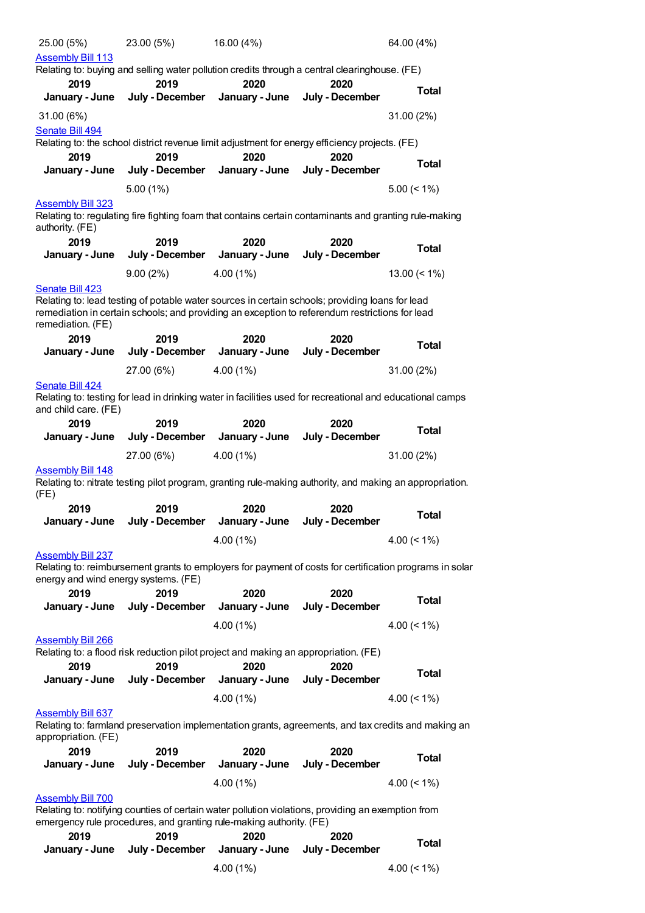| | | | | |
|---|---|---|---|---|
| 25.00 (5%) | 23.00 (5%) | 16.00 (4%) | | 64.00 (4%) |

[Assembly Bill 113](#)

Relating to: buying and selling water pollution credits through a central clearinghouse. (FE)

| 2019 January - June | 2019 July - December | 2020 January - June | 2020 July - December | Total |
|---|---|---|---|---|
| 31.00 (6%) | | | | 31.00 (2%) |

[Senate Bill 494](#)

Relating to: the school district revenue limit adjustment for energy efficiency projects. (FE)

| 2019 January - June | 2019 July - December | 2020 January - June | 2020 July - December | Total |
|---|---|---|---|---|
| | 5.00 (1%) | | | 5.00 (< 1%) |

[Assembly Bill 323](#)

Relating to: regulating fire fighting foam that contains certain contaminants and granting rule-making authority. (FE)

| 2019 January - June | 2019 July - December | 2020 January - June | 2020 July - December | Total |
|---|---|---|---|---|
| | 9.00 (2%) | 4.00 (1%) | | 13.00 (< 1%) |

[Senate Bill 423](#)

Relating to: lead testing of potable water sources in certain schools; providing loans for lead remediation in certain schools; and providing an exception to referendum restrictions for lead remediation. (FE)

| 2019 January - June | 2019 July - December | 2020 January - June | 2020 July - December | Total |
|---|---|---|---|---|
| | 27.00 (6%) | 4.00 (1%) | | 31.00 (2%) |

[Senate Bill 424](#)

Relating to: testing for lead in drinking water in facilities used for recreational and educational camps and child care. (FE)

| 2019 January - June | 2019 July - December | 2020 January - June | 2020 July - December | Total |
|---|---|---|---|---|
| | 27.00 (6%) | 4.00 (1%) | | 31.00 (2%) |

[Assembly Bill 148](#)

Relating to: nitrate testing pilot program, granting rule-making authority, and making an appropriation. (FE)

| 2019 January - June | 2019 July - December | 2020 January - June | 2020 July - December | Total |
|---|---|---|---|---|
| | | 4.00 (1%) | | 4.00 (< 1%) |

[Assembly Bill 237](#)

Relating to: reimbursement grants to employers for payment of costs for certification programs in solar energy and wind energy systems. (FE)

| 2019 January - June | 2019 July - December | 2020 January - June | 2020 July - December | Total |
|---|---|---|---|---|
| | | 4.00 (1%) | | 4.00 (< 1%) |

[Assembly Bill 266](#)

Relating to: a flood risk reduction pilot project and making an appropriation. (FE)

| 2019 January - June | 2019 July - December | 2020 January - June | 2020 July - December | Total |
|---|---|---|---|---|
| | | 4.00 (1%) | | 4.00 (< 1%) |

[Assembly Bill 637](#)

Relating to: farmland preservation implementation grants, agreements, and tax credits and making an appropriation. (FE)

| 2019 January - June | 2019 July - December | 2020 January - June | 2020 July - December | Total |
|---|---|---|---|---|
| | | 4.00 (1%) | | 4.00 (< 1%) |

[Assembly Bill 700](#)

Relating to: notifying counties of certain water pollution violations, providing an exemption from emergency rule procedures, and granting rule-making authority. (FE)

| 2019 January - June | 2019 July - December | 2020 January - June | 2020 July - December | Total |
|---|---|---|---|---|
| | | 4.00 (1%) | | 4.00 (< 1%) |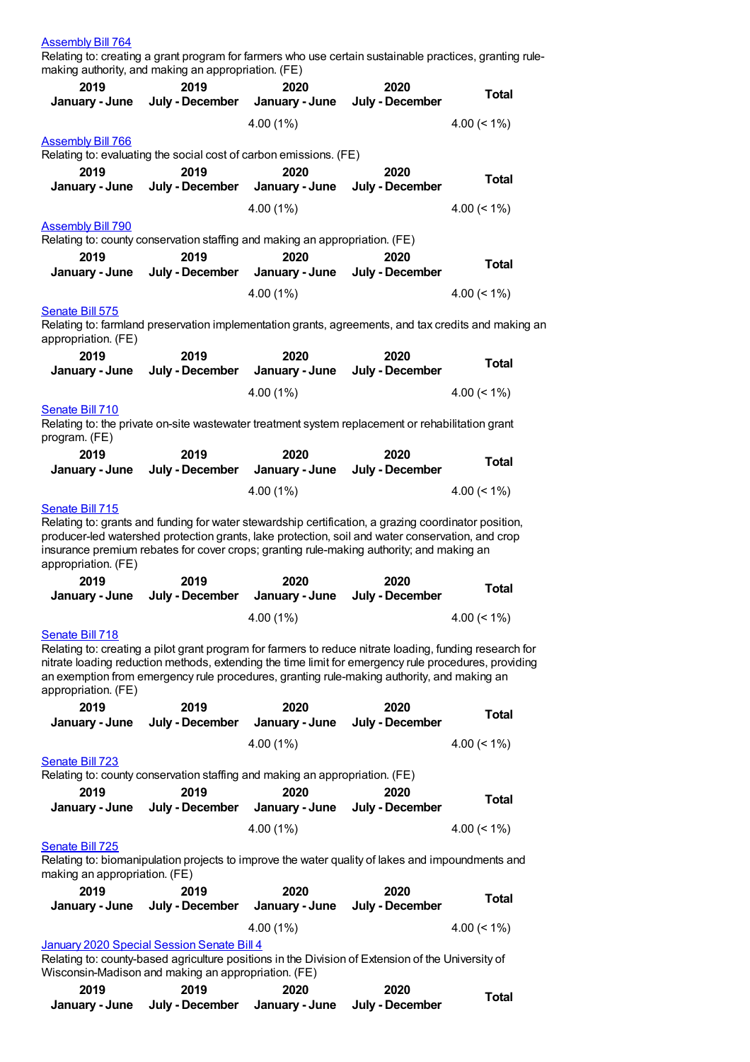Assembly Bill 764

Relating to: creating a grant program for farmers who use certain sustainable practices, granting rule-making authority, and making an appropriation. (FE)

| 2019 January - June | 2019 July - December | 2020 January - June | 2020 July - December | Total |
|---|---|---|---|---|
| | | 4.00 (1%) | | 4.00 (< 1%) |

Assembly Bill 766

Relating to: evaluating the social cost of carbon emissions. (FE)

| 2019 January - June | 2019 July - December | 2020 January - June | 2020 July - December | Total |
|---|---|---|---|---|
| | | 4.00 (1%) | | 4.00 (< 1%) |

Assembly Bill 790

Relating to: county conservation staffing and making an appropriation. (FE)

| 2019 January - June | 2019 July - December | 2020 January - June | 2020 July - December | Total |
|---|---|---|---|---|
| | | 4.00 (1%) | | 4.00 (< 1%) |

Senate Bill 575

Relating to: farmland preservation implementation grants, agreements, and tax credits and making an appropriation. (FE)

| 2019 January - June | 2019 July - December | 2020 January - June | 2020 July - December | Total |
|---|---|---|---|---|
| | | 4.00 (1%) | | 4.00 (< 1%) |

Senate Bill 710

Relating to: the private on-site wastewater treatment system replacement or rehabilitation grant program. (FE)

| 2019 January - June | 2019 July - December | 2020 January - June | 2020 July - December | Total |
|---|---|---|---|---|
| | | 4.00 (1%) | | 4.00 (< 1%) |

Senate Bill 715

Relating to: grants and funding for water stewardship certification, a grazing coordinator position, producer-led watershed protection grants, lake protection, soil and water conservation, and crop insurance premium rebates for cover crops; granting rule-making authority; and making an appropriation. (FE)

| 2019 January - June | 2019 July - December | 2020 January - June | 2020 July - December | Total |
|---|---|---|---|---|
| | | 4.00 (1%) | | 4.00 (< 1%) |

Senate Bill 718

Relating to: creating a pilot grant program for farmers to reduce nitrate loading, funding research for nitrate loading reduction methods, extending the time limit for emergency rule procedures, providing an exemption from emergency rule procedures, granting rule-making authority, and making an appropriation. (FE)

| 2019 January - June | 2019 July - December | 2020 January - June | 2020 July - December | Total |
|---|---|---|---|---|
| | | 4.00 (1%) | | 4.00 (< 1%) |

Senate Bill 723

Relating to: county conservation staffing and making an appropriation. (FE)

| 2019 January - June | 2019 July - December | 2020 January - June | 2020 July - December | Total |
|---|---|---|---|---|
| | | 4.00 (1%) | | 4.00 (< 1%) |

Senate Bill 725

Relating to: biomanipulation projects to improve the water quality of lakes and impoundments and making an appropriation. (FE)

| 2019 January - June | 2019 July - December | 2020 January - June | 2020 July - December | Total |
|---|---|---|---|---|
| | | 4.00 (1%) | | 4.00 (< 1%) |

January 2020 Special Session Senate Bill 4

Relating to: county-based agriculture positions in the Division of Extension of the University of Wisconsin-Madison and making an appropriation. (FE)

| 2019 January - June | 2019 July - December | 2020 January - June | 2020 July - December | Total |
|---|---|---|---|---|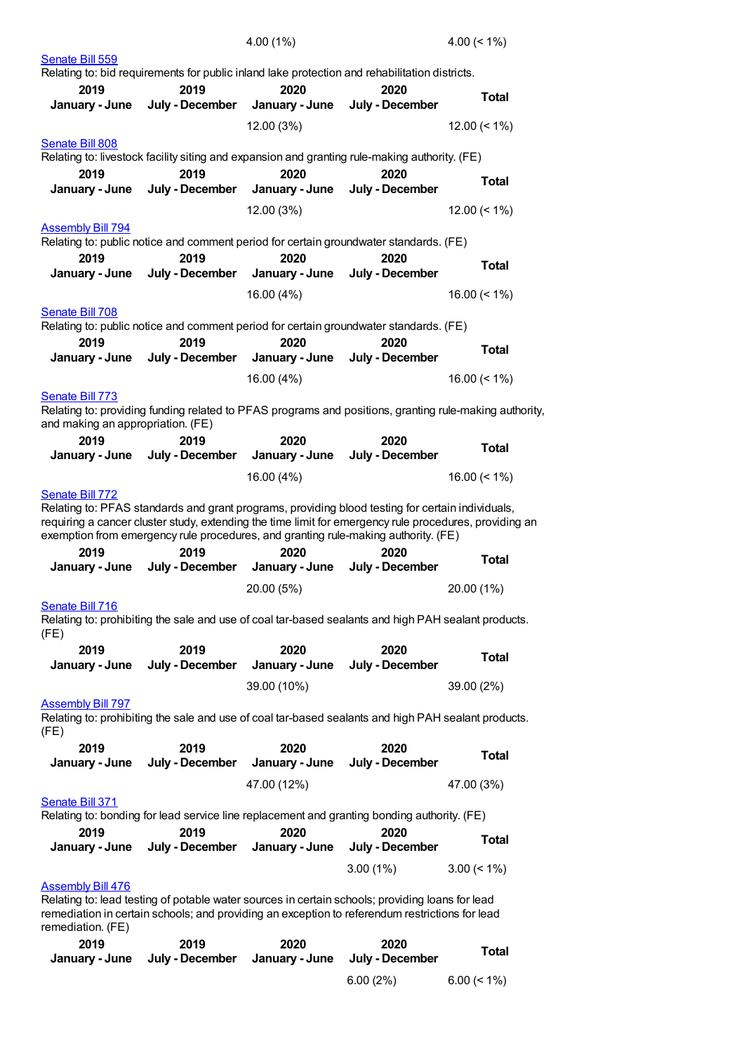| | | 4.00 (1%) | | 4.00 (< 1%) |
|---|---|---|---|---|

Senate Bill 559

Relating to: bid requirements for public inland lake protection and rehabilitation districts.

| 2019 January - June | 2019 July - December | 2020 January - June | 2020 July - December | Total |
|---|---|---|---|---|
| | | 12.00 (3%) | | 12.00 (< 1%) |

Senate Bill 808

Relating to: livestock facility siting and expansion and granting rule-making authority. (FE)

| 2019 January - June | 2019 July - December | 2020 January - June | 2020 July - December | Total |
|---|---|---|---|---|
| | | 12.00 (3%) | | 12.00 (< 1%) |

Assembly Bill 794

Relating to: public notice and comment period for certain groundwater standards. (FE)

| 2019 January - June | 2019 July - December | 2020 January - June | 2020 July - December | Total |
|---|---|---|---|---|
| | | 16.00 (4%) | | 16.00 (< 1%) |

Senate Bill 708

Relating to: public notice and comment period for certain groundwater standards. (FE)

| 2019 January - June | 2019 July - December | 2020 January - June | 2020 July - December | Total |
|---|---|---|---|---|
| | | 16.00 (4%) | | 16.00 (< 1%) |

Senate Bill 773

Relating to: providing funding related to PFAS programs and positions, granting rule-making authority, and making an appropriation. (FE)

| 2019 January - June | 2019 July - December | 2020 January - June | 2020 July - December | Total |
|---|---|---|---|---|
| | | 16.00 (4%) | | 16.00 (< 1%) |

Senate Bill 772

Relating to: PFAS standards and grant programs, providing blood testing for certain individuals, requiring a cancer cluster study, extending the time limit for emergency rule procedures, providing an exemption from emergency rule procedures, and granting rule-making authority. (FE)

| 2019 January - June | 2019 July - December | 2020 January - June | 2020 July - December | Total |
|---|---|---|---|---|
| | | 20.00 (5%) | | 20.00 (1%) |

Senate Bill 716

Relating to: prohibiting the sale and use of coal tar-based sealants and high PAH sealant products. (FE)

| 2019 January - June | 2019 July - December | 2020 January - June | 2020 July - December | Total |
|---|---|---|---|---|
| | | 39.00 (10%) | | 39.00 (2%) |

Assembly Bill 797

Relating to: prohibiting the sale and use of coal tar-based sealants and high PAH sealant products. (FE)

| 2019 January - June | 2019 July - December | 2020 January - June | 2020 July - December | Total |
|---|---|---|---|---|
| | | 47.00 (12%) | | 47.00 (3%) |

Senate Bill 371

Relating to: bonding for lead service line replacement and granting bonding authority. (FE)

| 2019 January - June | 2019 July - December | 2020 January - June | 2020 July - December | Total |
|---|---|---|---|---|
| | | | 3.00 (1%) | 3.00 (< 1%) |

Assembly Bill 476

Relating to: lead testing of potable water sources in certain schools; providing loans for lead remediation in certain schools; and providing an exception to referendum restrictions for lead remediation. (FE)

| 2019 January - June | 2019 July - December | 2020 January - June | 2020 July - December | Total |
|---|---|---|---|---|
| | | | 6.00 (2%) | 6.00 (< 1%) |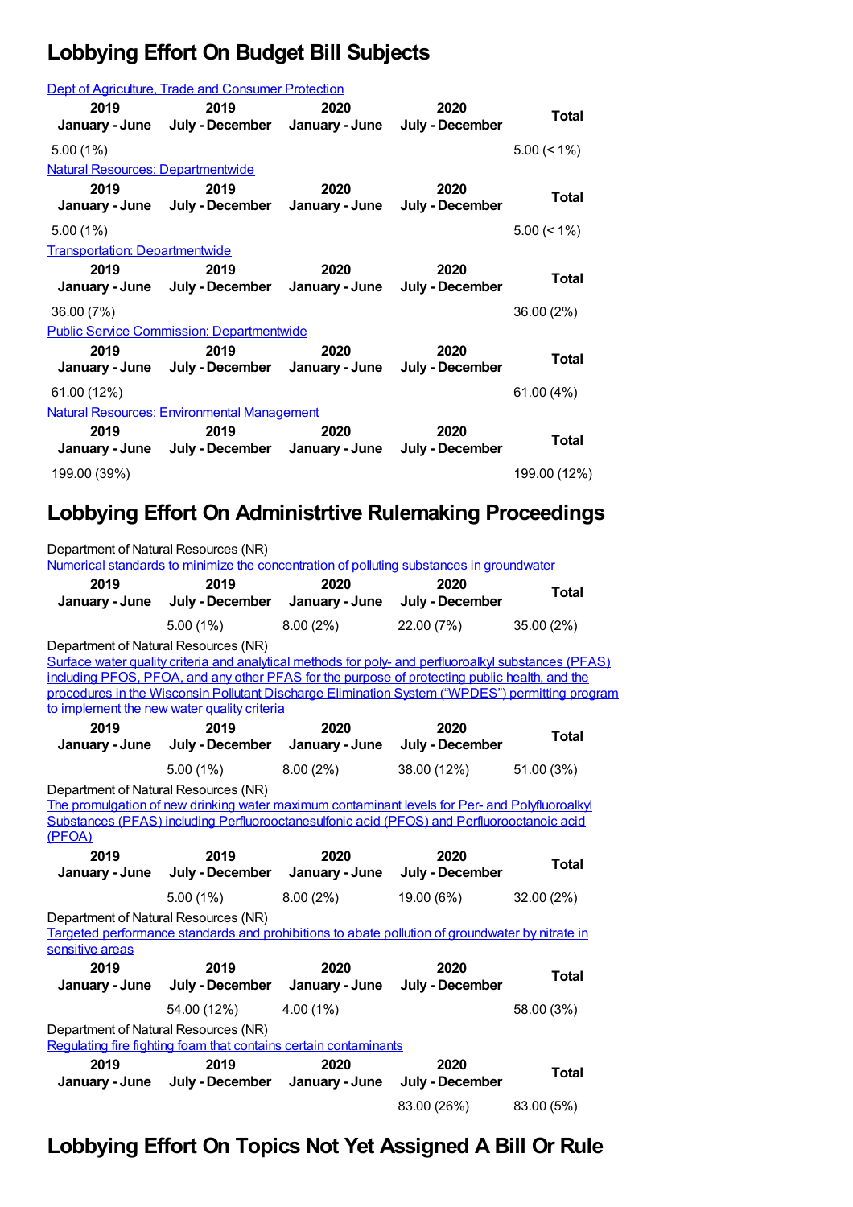## Lobbying Effort On Budget Bill Subjects

Dept of Agriculture, Trade and Consumer Protection

| 2019 January - June | 2019 July - December | 2020 January - June | 2020 July - December | Total |
|---|---|---|---|---|
| 5.00 (1%) | | | | 5.00 (< 1%) |

Natural Resources: Departmentwide

| 2019 January - June | 2019 July - December | 2020 January - June | 2020 July - December | Total |
|---|---|---|---|---|
| 5.00 (1%) | | | | 5.00 (< 1%) |

Transportation: Departmentwide

| 2019 January - June | 2019 July - December | 2020 January - June | 2020 July - December | Total |
|---|---|---|---|---|
| 36.00 (7%) | | | | 36.00 (2%) |

Public Service Commission: Departmentwide

| 2019 January - June | 2019 July - December | 2020 January - June | 2020 July - December | Total |
|---|---|---|---|---|
| 61.00 (12%) | | | | 61.00 (4%) |

Natural Resources: Environmental Management

| 2019 January - June | 2019 July - December | 2020 January - June | 2020 July - December | Total |
|---|---|---|---|---|
| 199.00 (39%) | | | | 199.00 (12%) |

## Lobbying Effort On Administrtive Rulemaking Proceedings

Department of Natural Resources (NR)
Numerical standards to minimize the concentration of polluting substances in groundwater

| 2019 January - June | 2019 July - December | 2020 January - June | 2020 July - December | Total |
|---|---|---|---|---|
| | 5.00 (1%) | 8.00 (2%) | 22.00 (7%) | 35.00 (2%) |

Department of Natural Resources (NR)
Surface water quality criteria and analytical methods for poly- and perfluoroalkyl substances (PFAS) including PFOS, PFOA, and any other PFAS for the purpose of protecting public health, and the procedures in the Wisconsin Pollutant Discharge Elimination System ("WPDES") permitting program to implement the new water quality criteria

| 2019 January - June | 2019 July - December | 2020 January - June | 2020 July - December | Total |
|---|---|---|---|---|
| | 5.00 (1%) | 8.00 (2%) | 38.00 (12%) | 51.00 (3%) |

Department of Natural Resources (NR)
The promulgation of new drinking water maximum contaminant levels for Per- and Polyfluoroalkyl Substances (PFAS) including Perfluorooctanesulfonic acid (PFOS) and Perfluorooctanoic acid (PFOA)

| 2019 January - June | 2019 July - December | 2020 January - June | 2020 July - December | Total |
|---|---|---|---|---|
| | 5.00 (1%) | 8.00 (2%) | 19.00 (6%) | 32.00 (2%) |

Department of Natural Resources (NR)
Targeted performance standards and prohibitions to abate pollution of groundwater by nitrate in sensitive areas

| 2019 January - June | 2019 July - December | 2020 January - June | 2020 July - December | Total |
|---|---|---|---|---|
| | 54.00 (12%) | 4.00 (1%) | | 58.00 (3%) |

Department of Natural Resources (NR)
Regulating fire fighting foam that contains certain contaminants

| 2019 January - June | 2019 July - December | 2020 January - June | 2020 July - December | Total |
|---|---|---|---|---|
| | | | 83.00 (26%) | 83.00 (5%) |

## Lobbying Effort On Topics Not Yet Assigned A Bill Or Rule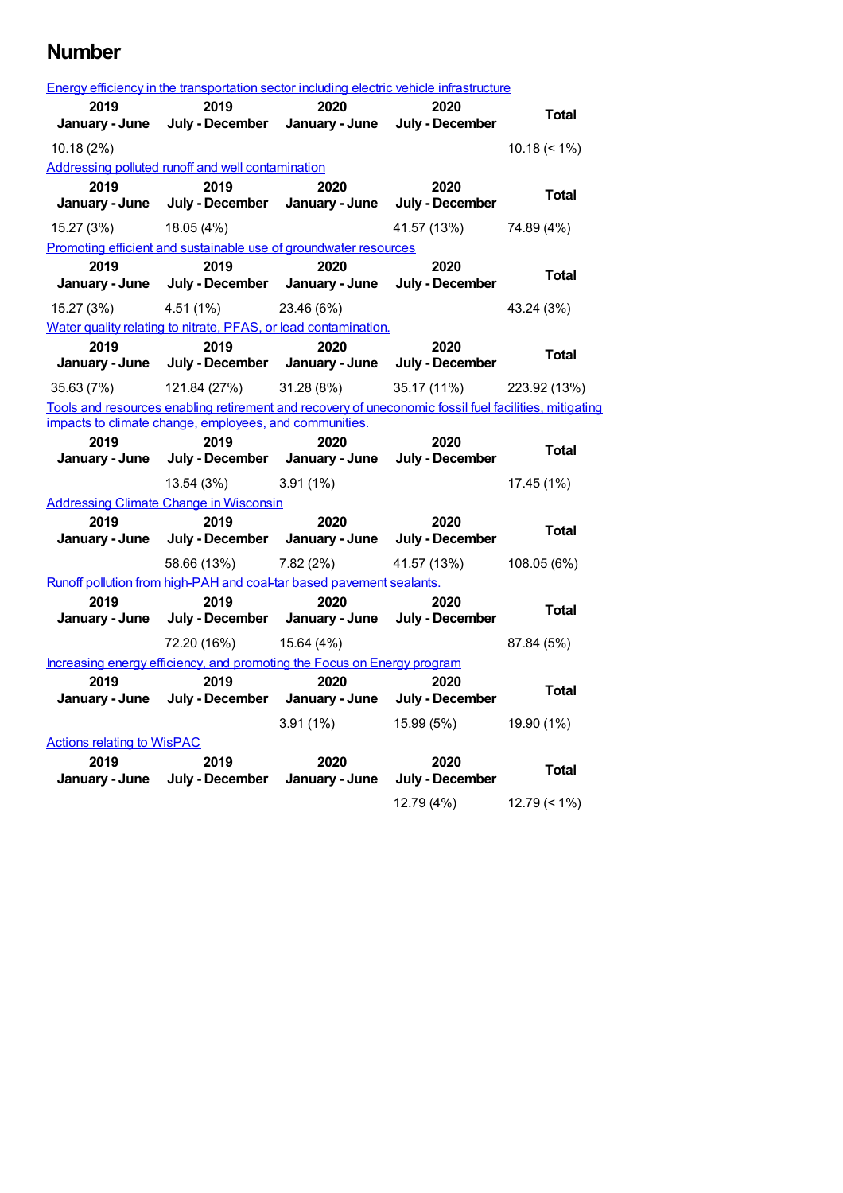## Number

Energy efficiency in the transportation sector including electric vehicle infrastructure

| 2019 January - June | 2019 July - December | 2020 January - June | 2020 July - December | Total |
|---|---|---|---|---|
| 10.18 (2%) | | | | 10.18 (< 1%) |

Addressing polluted runoff and well contamination

| 2019 January - June | 2019 July - December | 2020 January - June | 2020 July - December | Total |
|---|---|---|---|---|
| 15.27 (3%) | 18.05 (4%) | | 41.57 (13%) | 74.89 (4%) |

Promoting efficient and sustainable use of groundwater resources

| 2019 January - June | 2019 July - December | 2020 January - June | 2020 July - December | Total |
|---|---|---|---|---|
| 15.27 (3%) | 4.51 (1%) | 23.46 (6%) | | 43.24 (3%) |

Water quality relating to nitrate, PFAS, or lead contamination.

| 2019 January - June | 2019 July - December | 2020 January - June | 2020 July - December | Total |
|---|---|---|---|---|
| 35.63 (7%) | 121.84 (27%) | 31.28 (8%) | 35.17 (11%) | 223.92 (13%) |

Tools and resources enabling retirement and recovery of uneconomic fossil fuel facilities, mitigating impacts to climate change, employees, and communities.

| 2019 January - June | 2019 July - December | 2020 January - June | 2020 July - December | Total |
|---|---|---|---|---|
| | 13.54 (3%) | 3.91 (1%) | | 17.45 (1%) |

Addressing Climate Change in Wisconsin

| 2019 January - June | 2019 July - December | 2020 January - June | 2020 July - December | Total |
|---|---|---|---|---|
| | 58.66 (13%) | 7.82 (2%) | 41.57 (13%) | 108.05 (6%) |

Runoff pollution from high-PAH and coal-tar based pavement sealants.

| 2019 January - June | 2019 July - December | 2020 January - June | 2020 July - December | Total |
|---|---|---|---|---|
| | 72.20 (16%) | 15.64 (4%) | | 87.84 (5%) |

Increasing energy efficiency, and promoting the Focus on Energy program

| 2019 January - June | 2019 July - December | 2020 January - June | 2020 July - December | Total |
|---|---|---|---|---|
| | | 3.91 (1%) | 15.99 (5%) | 19.90 (1%) |

Actions relating to WisPAC

| 2019 January - June | 2019 July - December | 2020 January - June | 2020 July - December | Total |
|---|---|---|---|---|
| | | | 12.79 (4%) | 12.79 (< 1%) |